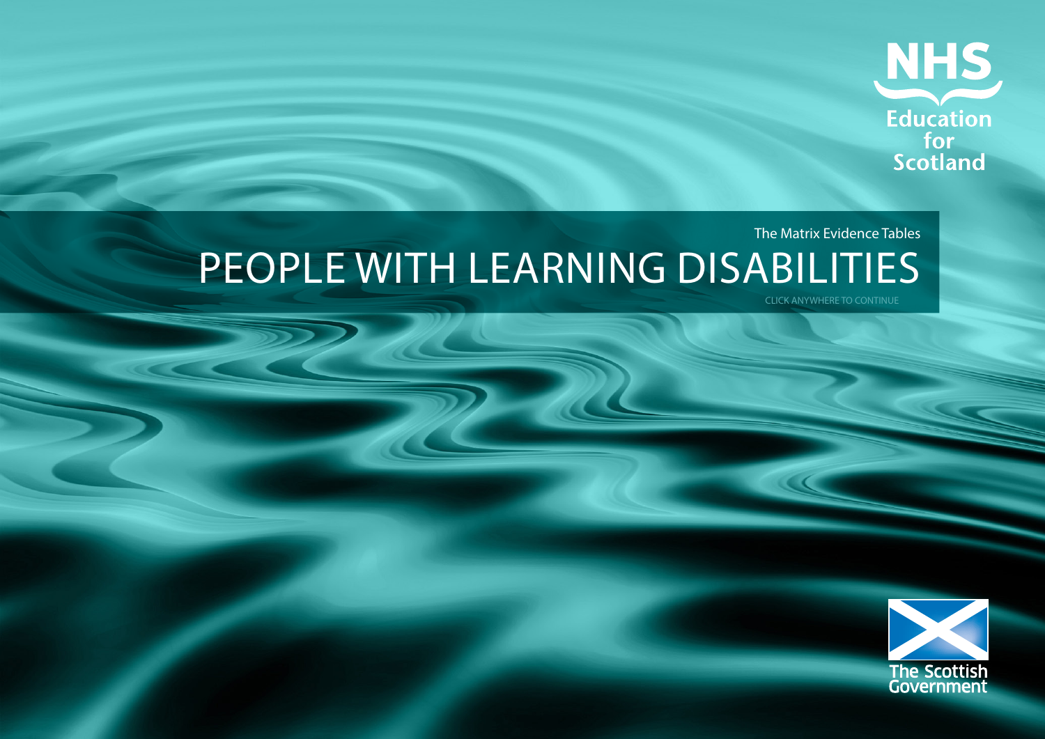NHS Education for Scotland

The Matrix Evidence Tables

# PEOPLE WITH LEARNING DISABILITIES

CLICK ANYWHERE TO CONTINUE

The Scottish Government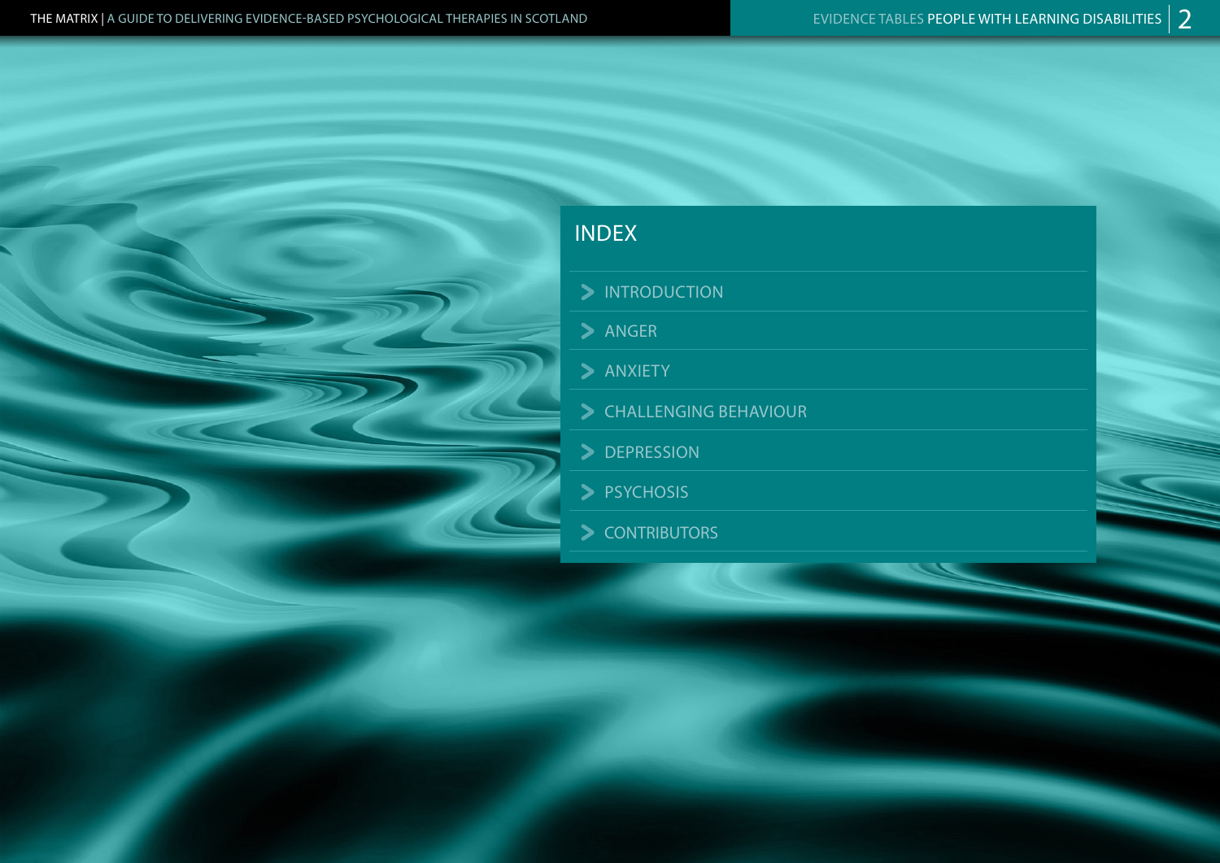# INDEX

- INTRODUCTION
- ANGER
- ANXIETY
- CHALLENGING BEHAVIOUR
- DEPRESSION
- PSYCHOSIS
- CONTRIBUTORS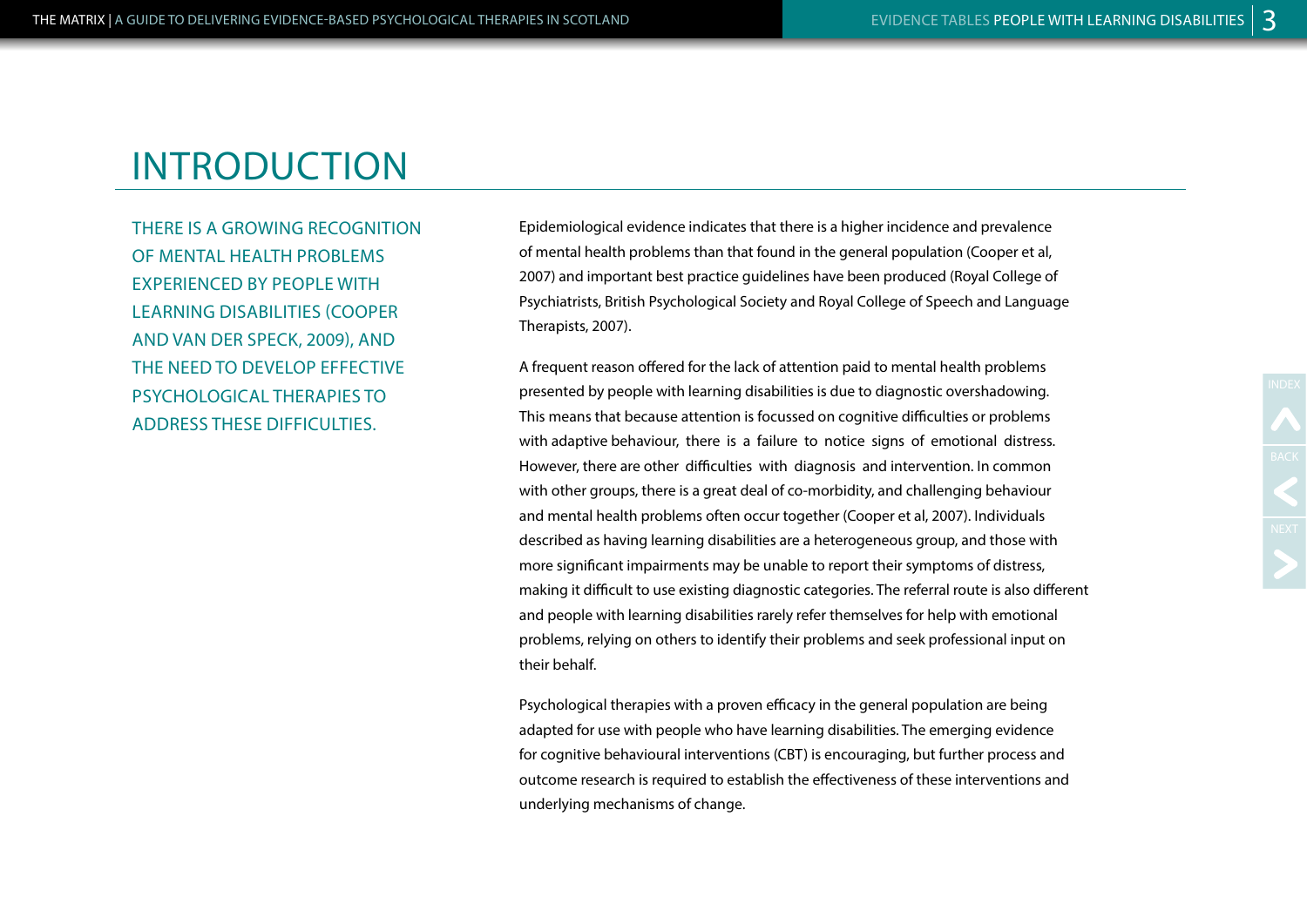# INTRODUCTION

THERE IS A GROWING RECOGNITION OF MENTAL HEALTH PROBLEMS EXPERIENCED BY PEOPLE WITH LEARNING DISABILITIES (COOPER AND VAN DER SPECK, 2009), AND THE NEED TO DEVELOP EFFECTIVE PSYCHOLOGICAL THERAPIES TO ADDRESS THESE DIFFICULTIES.

Epidemiological evidence indicates that there is a higher incidence and prevalence of mental health problems than that found in the general population (Cooper et al, 2007) and important best practice guidelines have been produced (Royal College of Psychiatrists, British Psychological Society and Royal College of Speech and Language Therapists, 2007).

A frequent reason offered for the lack of attention paid to mental health problems presented by people with learning disabilities is due to diagnostic overshadowing. This means that because attention is focussed on cognitive difficulties or problems with adaptive behaviour, there is a failure to notice signs of emotional distress. However, there are other difficulties with diagnosis and intervention. In common with other groups, there is a great deal of co-morbidity, and challenging behaviour and mental health problems often occur together (Cooper et al, 2007). Individuals described as having learning disabilities are a heterogeneous group, and those with more significant impairments may be unable to report their symptoms of distress, making it difficult to use existing diagnostic categories. The referral route is also different and people with learning disabilities rarely refer themselves for help with emotional problems, relying on others to identify their problems and seek professional input on their behalf.

Psychological therapies with a proven efficacy in the general population are being adapted for use with people who have learning disabilities. The emerging evidence for cognitive behavioural interventions (CBT) is encouraging, but further process and outcome research is required to establish the effectiveness of these interventions and underlying mechanisms of change.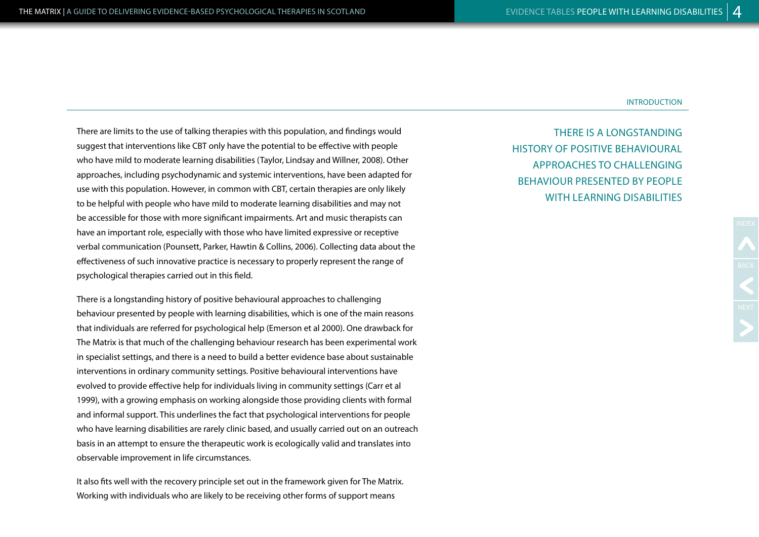There are limits to the use of talking therapies with this population, and findings would suggest that interventions like CBT only have the potential to be effective with people who have mild to moderate learning disabilities (Taylor, Lindsay and Willner, 2008). Other approaches, including psychodynamic and systemic interventions, have been adapted for use with this population. However, in common with CBT, certain therapies are only likely to be helpful with people who have mild to moderate learning disabilities and may not be accessible for those with more significant impairments. Art and music therapists can have an important role, especially with those who have limited expressive or receptive verbal communication (Pounsett, Parker, Hawtin & Collins, 2006). Collecting data about the effectiveness of such innovative practice is necessary to properly represent the range of psychological therapies carried out in this field.

> THERE IS A LONGSTANDING HISTORY OF POSITIVE BEHAVIOURAL APPROACHES TO CHALLENGING BEHAVIOUR PRESENTED BY PEOPLE WITH LEARNING DISABILITIES

There is a longstanding history of positive behavioural approaches to challenging behaviour presented by people with learning disabilities, which is one of the main reasons that individuals are referred for psychological help (Emerson et al 2000). One drawback for The Matrix is that much of the challenging behaviour research has been experimental work in specialist settings, and there is a need to build a better evidence base about sustainable interventions in ordinary community settings. Positive behavioural interventions have evolved to provide effective help for individuals living in community settings (Carr et al 1999), with a growing emphasis on working alongside those providing clients with formal and informal support. This underlines the fact that psychological interventions for people who have learning disabilities are rarely clinic based, and usually carried out on an outreach basis in an attempt to ensure the therapeutic work is ecologically valid and translates into observable improvement in life circumstances.

It also fits well with the recovery principle set out in the framework given for The Matrix. Working with individuals who are likely to be receiving other forms of support means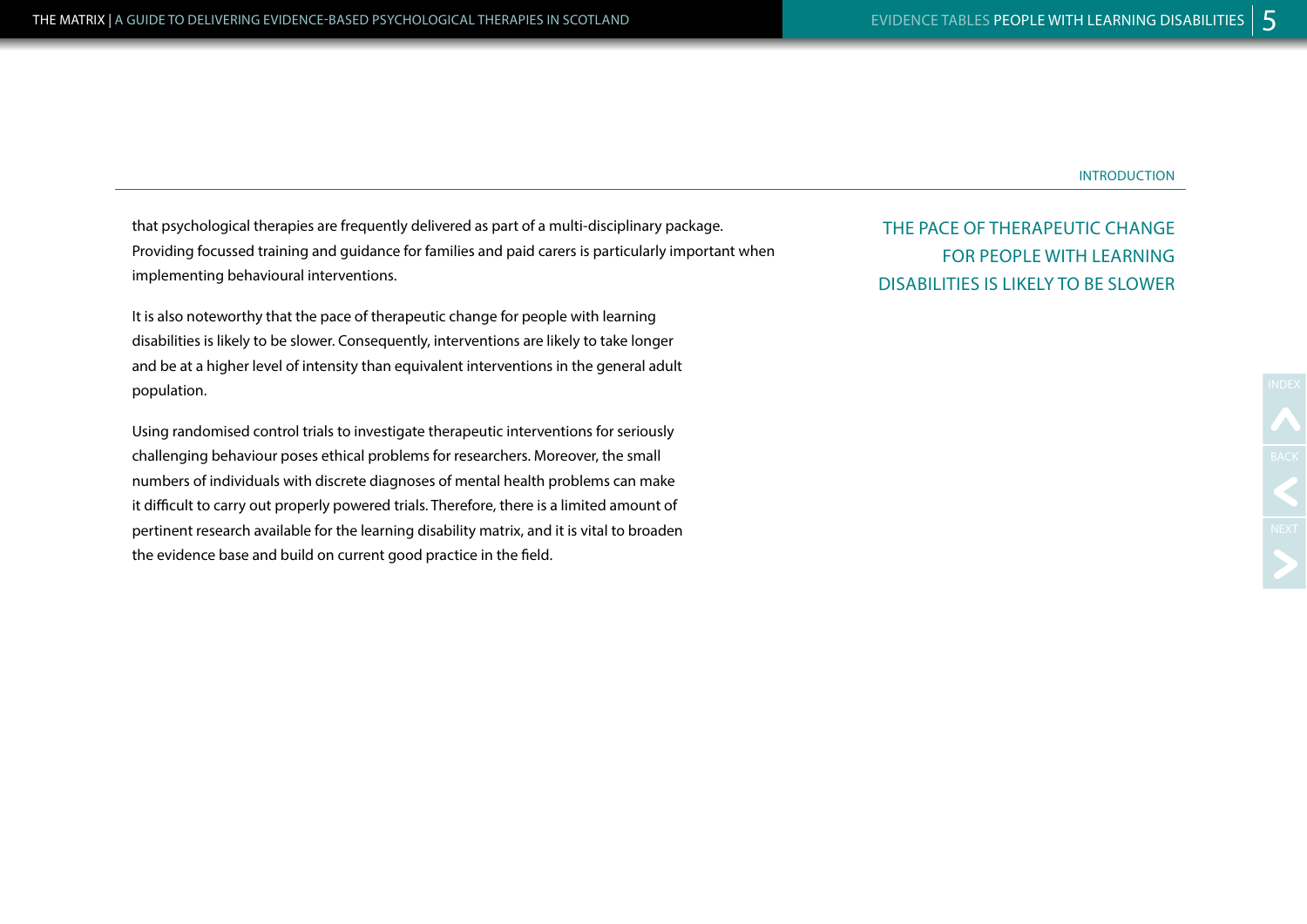that psychological therapies are frequently delivered as part of a multi-disciplinary package. Providing focussed training and guidance for families and paid carers is particularly important when implementing behavioural interventions.

It is also noteworthy that the pace of therapeutic change for people with learning disabilities is likely to be slower. Consequently, interventions are likely to take longer and be at a higher level of intensity than equivalent interventions in the general adult population.

> THE PACE OF THERAPEUTIC CHANGE FOR PEOPLE WITH LEARNING DISABILITIES IS LIKELY TO BE SLOWER

Using randomised control trials to investigate therapeutic interventions for seriously challenging behaviour poses ethical problems for researchers. Moreover, the small numbers of individuals with discrete diagnoses of mental health problems can make it difficult to carry out properly powered trials. Therefore, there is a limited amount of pertinent research available for the learning disability matrix, and it is vital to broaden the evidence base and build on current good practice in the field.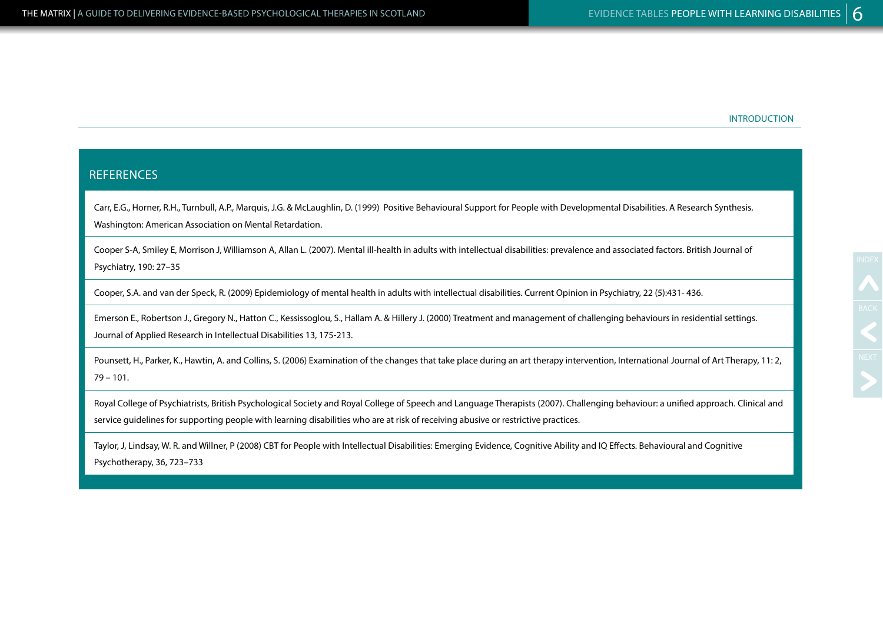INTRODUCTION

## REFERENCES

Carr, E.G., Horner, R.H., Turnbull, A.P., Marquis, J.G. & McLaughlin, D. (1999) Positive Behavioural Support for People with Developmental Disabilities. A Research Synthesis. Washington: American Association on Mental Retardation.

Cooper S-A, Smiley E, Morrison J, Williamson A, Allan L. (2007). Mental ill-health in adults with intellectual disabilities: prevalence and associated factors. British Journal of Psychiatry, 190: 27–35

Cooper, S.A. and van der Speck, R. (2009) Epidemiology of mental health in adults with intellectual disabilities. Current Opinion in Psychiatry, 22 (5):431- 436.

Emerson E., Robertson J., Gregory N., Hatton C., Kessissoglou, S., Hallam A. & Hillery J. (2000) Treatment and management of challenging behaviours in residential settings. Journal of Applied Research in Intellectual Disabilities 13, 175-213.

Pounsett, H., Parker, K., Hawtin, A. and Collins, S. (2006) Examination of the changes that take place during an art therapy intervention, International Journal of Art Therapy, 11: 2, 79 – 101.

Royal College of Psychiatrists, British Psychological Society and Royal College of Speech and Language Therapists (2007). Challenging behaviour: a unified approach. Clinical and service guidelines for supporting people with learning disabilities who are at risk of receiving abusive or restrictive practices.

Taylor, J, Lindsay, W. R. and Willner, P (2008) CBT for People with Intellectual Disabilities: Emerging Evidence, Cognitive Ability and IQ Effects. Behavioural and Cognitive Psychotherapy, 36, 723–733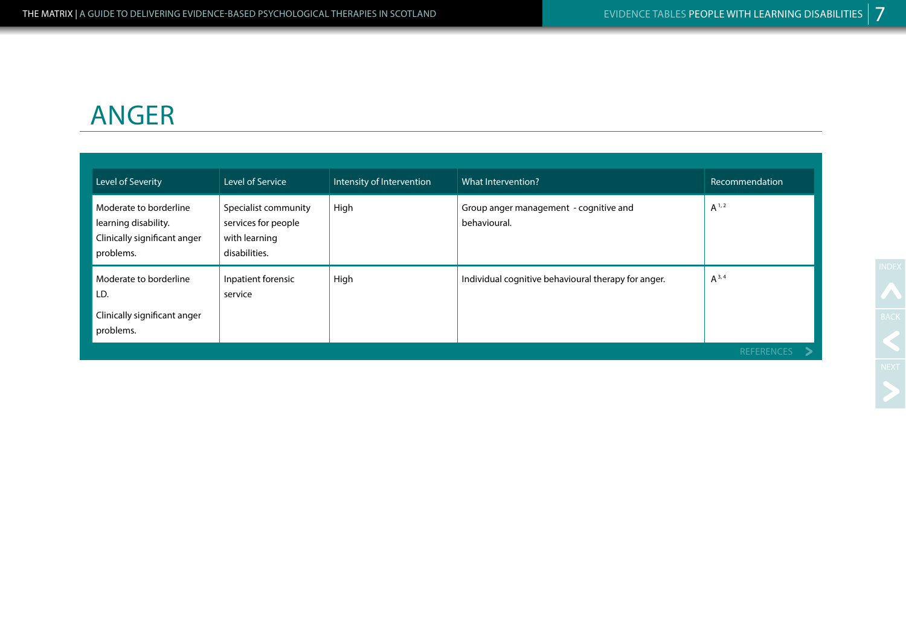# ANGER

| Level of Severity | Level of Service | Intensity of Intervention | What Intervention? | Recommendation |
|---|---|---|---|---|
| Moderate to borderline learning disability. Clinically significant anger problems. | Specialist community services for people with learning disabilities. | High | Group anger management - cognitive and behavioural. | A [1, 2] |
| Moderate to borderline LD. Clinically significant anger problems. | Inpatient forensic service | High | Individual cognitive behavioural therapy for anger. | A [3, 4] |

REFERENCES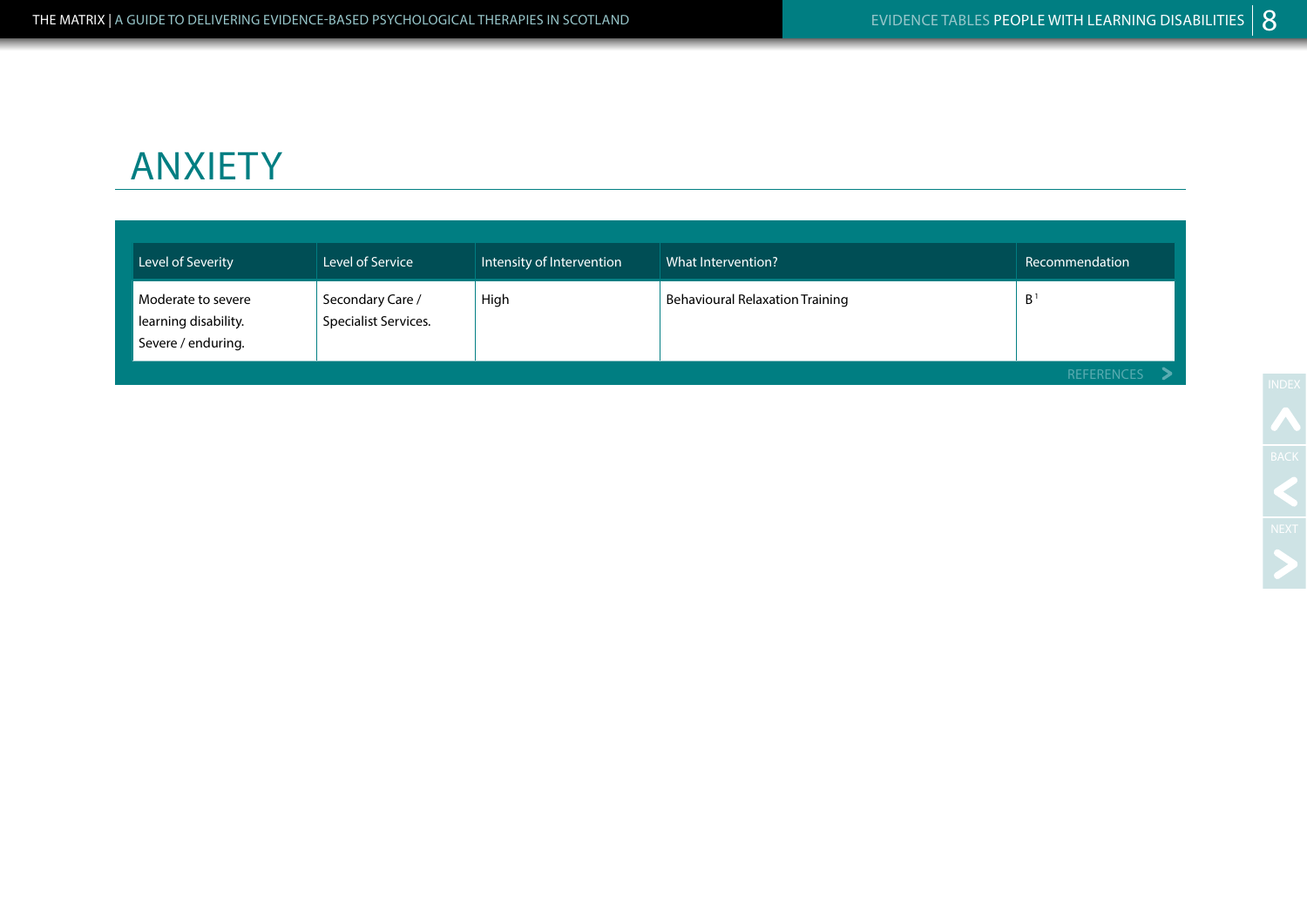# ANXIETY

| Level of Severity | Level of Service | Intensity of Intervention | What Intervention? | Recommendation |
|---|---|---|---|---|
| Moderate to severe learning disability. Severe / enduring. | Secondary Care / Specialist Services. | High | Behavioural Relaxation Training | B [1] |

REFERENCES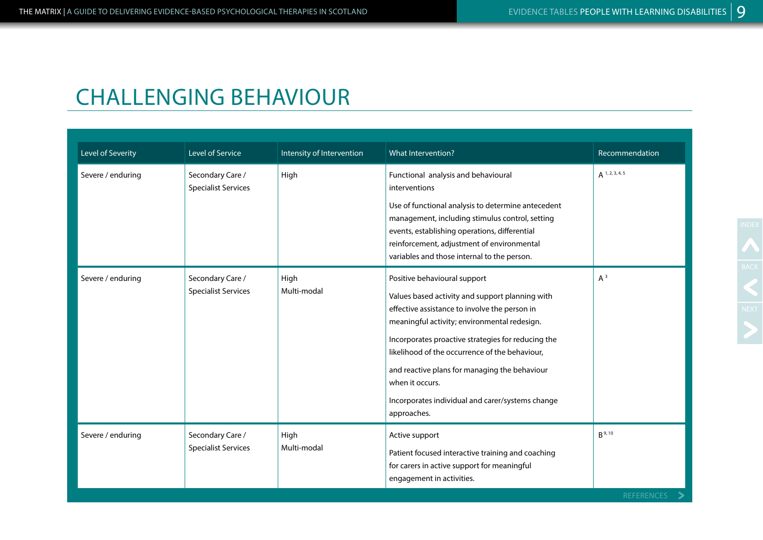# CHALLENGING BEHAVIOUR

| Level of Severity | Level of Service | Intensity of Intervention | What Intervention? | Recommendation |
|---|---|---|---|---|
| Severe / enduring | Secondary Care / Specialist Services | High | Functional analysis and behavioural interventions<br><br>Use of functional analysis to determine antecedent management, including stimulus control, setting events, establishing operations, differential reinforcement, adjustment of environmental variables and those internal to the person. | A [1, 2, 3, 4, 5] |
| Severe / enduring | Secondary Care / Specialist Services | High<br>Multi-modal | Positive behavioural support<br><br>Values based activity and support planning with effective assistance to involve the person in meaningful activity; environmental redesign.<br><br>Incorporates proactive strategies for reducing the likelihood of the occurrence of the behaviour,<br><br>and reactive plans for managing the behaviour when it occurs.<br><br>Incorporates individual and carer/systems change approaches. | A [3] |
| Severe / enduring | Secondary Care / Specialist Services | High<br>Multi-modal | Active support<br><br>Patient focused interactive training and coaching for carers in active support for meaningful engagement in activities. | B [9, 10] |

REFERENCES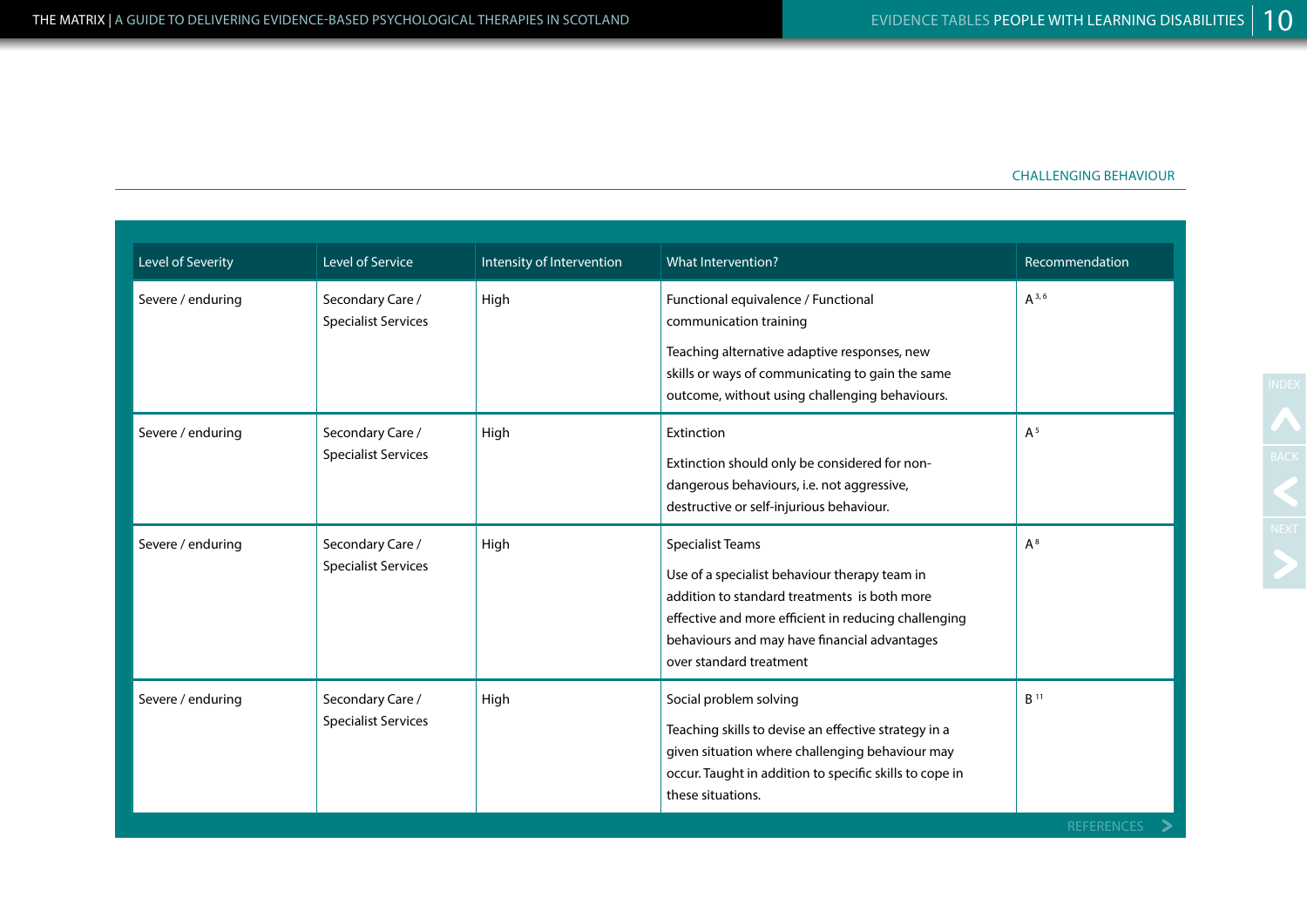CHALLENGING BEHAVIOUR

| Level of Severity | Level of Service | Intensity of Intervention | What Intervention? | Recommendation |
|---|---|---|---|---|
| Severe / enduring | Secondary Care / Specialist Services | High | Functional equivalence / Functional communication training<br><br>Teaching alternative adaptive responses, new skills or ways of communicating to gain the same outcome, without using challenging behaviours. | A [3,6] |
| Severe / enduring | Secondary Care / Specialist Services | High | Extinction<br><br>Extinction should only be considered for non-dangerous behaviours, i.e. not aggressive, destructive or self-injurious behaviour. | A [5] |
| Severe / enduring | Secondary Care / Specialist Services | High | Specialist Teams<br><br>Use of a specialist behaviour therapy team in addition to standard treatments is both more effective and more efficient in reducing challenging behaviours and may have financial advantages over standard treatment | A [8] |
| Severe / enduring | Secondary Care / Specialist Services | High | Social problem solving<br><br>Teaching skills to devise an effective strategy in a given situation where challenging behaviour may occur. Taught in addition to specific skills to cope in these situations. | B [11] |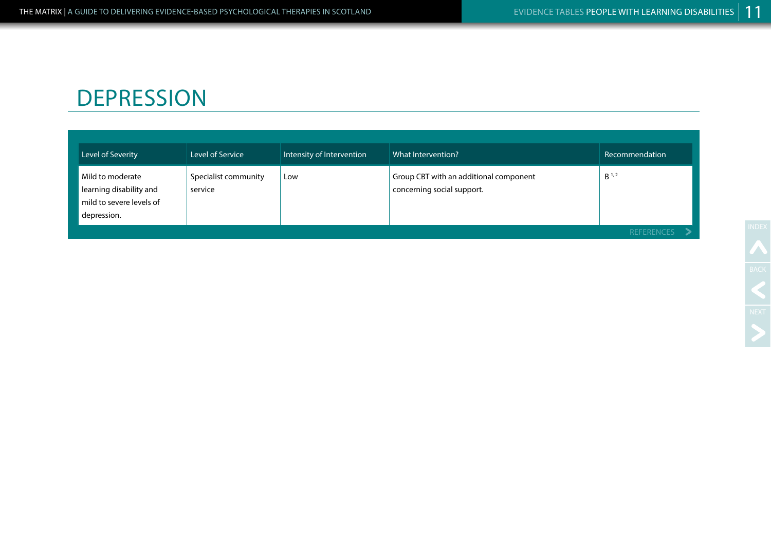# DEPRESSION

| Level of Severity | Level of Service | Intensity of Intervention | What Intervention? | Recommendation |
|---|---|---|---|---|
| Mild to moderate learning disability and mild to severe levels of depression. | Specialist community service | Low | Group CBT with an additional component concerning social support. | B [1, 2] |

REFERENCES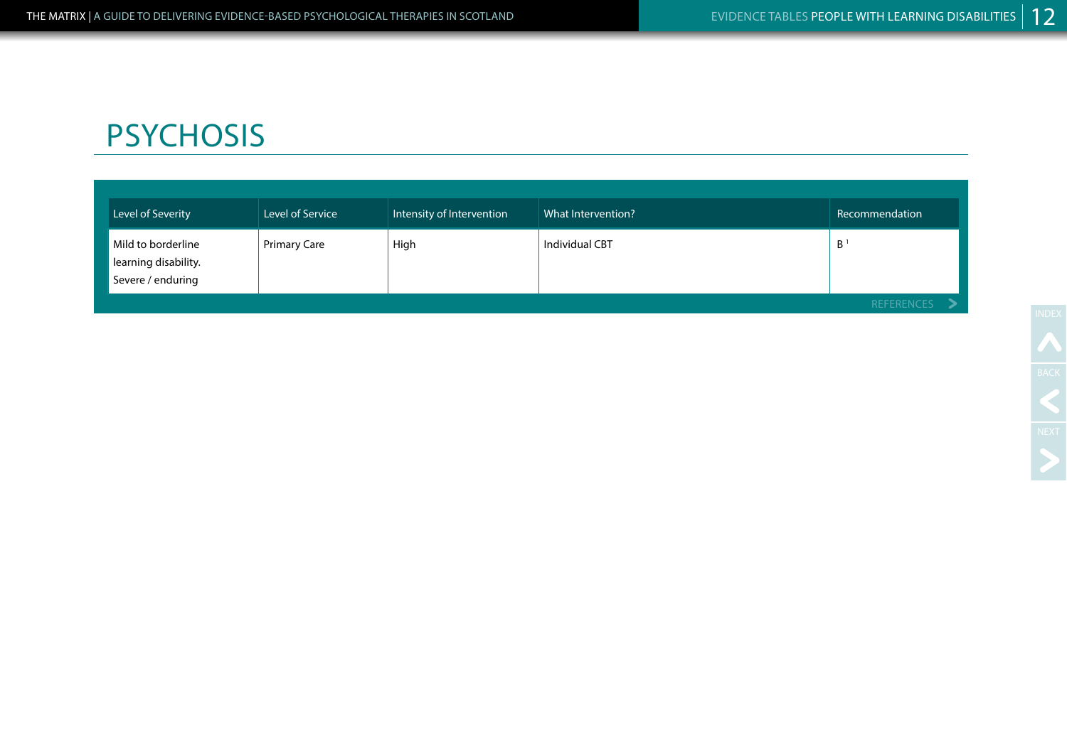# PSYCHOSIS

| Level of Severity | Level of Service | Intensity of Intervention | What Intervention? | Recommendation |
|---|---|---|---|---|
| Mild to borderline learning disability. Severe / enduring | Primary Care | High | Individual CBT | B [1] |

REFERENCES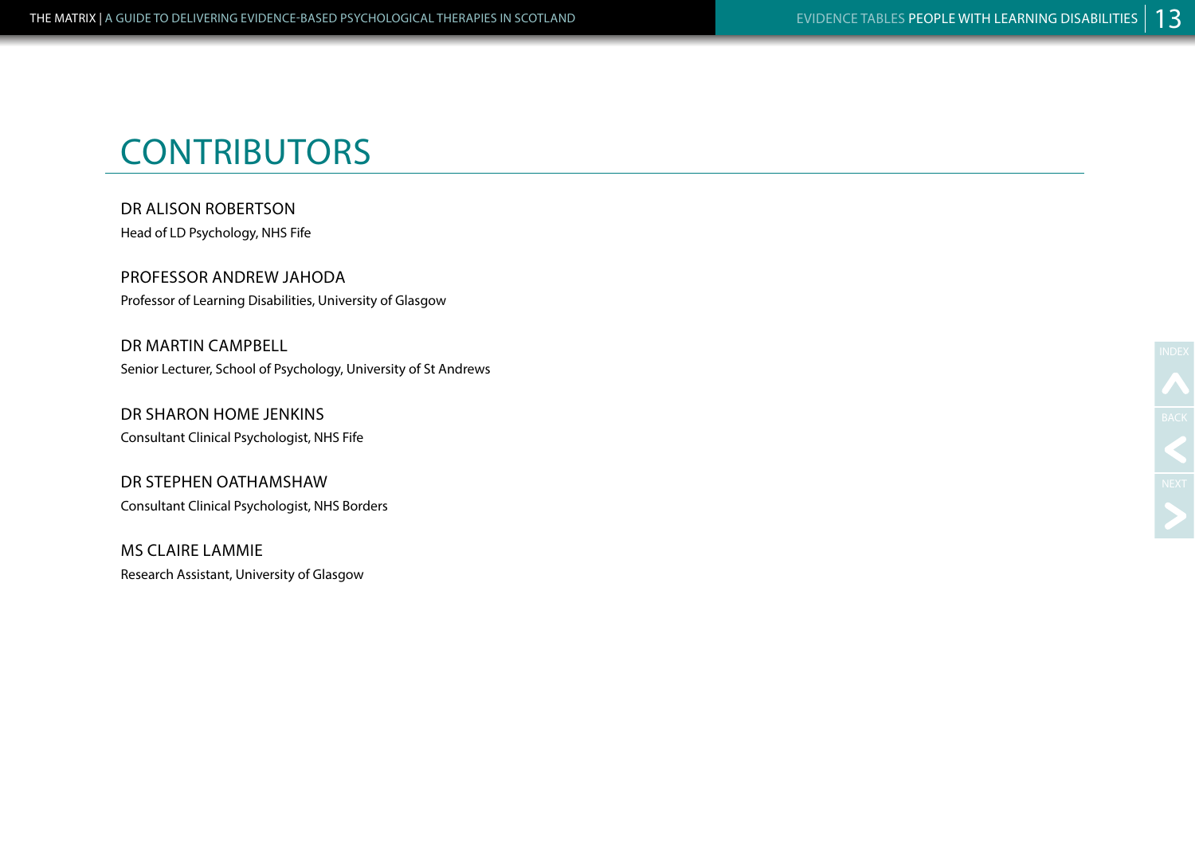# CONTRIBUTORS

DR ALISON ROBERTSON
Head of LD Psychology, NHS Fife

PROFESSOR ANDREW JAHODA
Professor of Learning Disabilities, University of Glasgow

DR MARTIN CAMPBELL
Senior Lecturer, School of Psychology, University of St Andrews

DR SHARON HOME JENKINS
Consultant Clinical Psychologist, NHS Fife

DR STEPHEN OATHAMSHAW
Consultant Clinical Psychologist, NHS Borders

MS CLAIRE LAMMIE
Research Assistant, University of Glasgow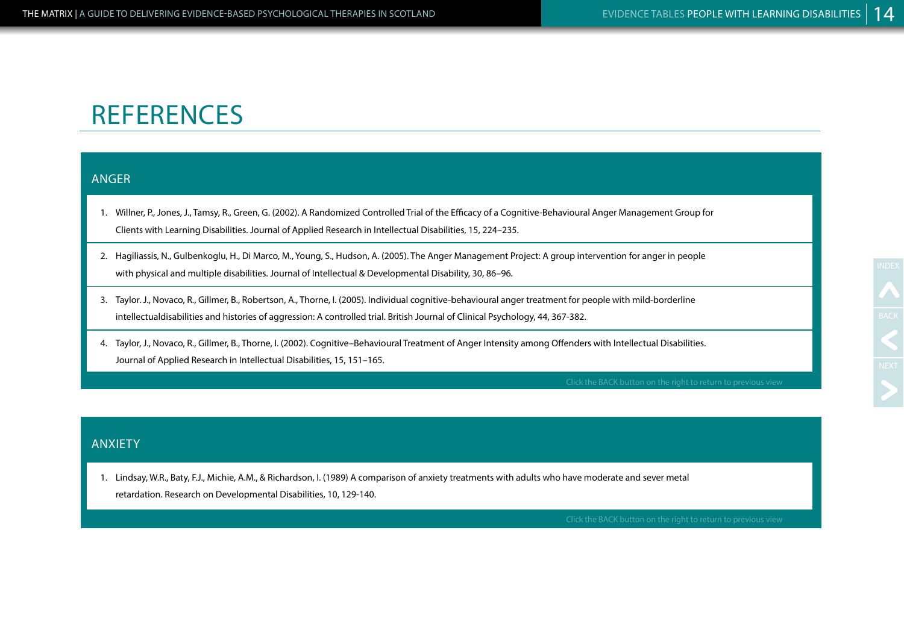# REFERENCES

## ANGER

1. Willner, P., Jones, J., Tamsy, R., Green, G. (2002). A Randomized Controlled Trial of the Efficacy of a Cognitive-Behavioural Anger Management Group for Clients with Learning Disabilities. Journal of Applied Research in Intellectual Disabilities, 15, 224–235.
2. Hagiliassis, N., Gulbenkoglu, H., Di Marco, M., Young, S., Hudson, A. (2005). The Anger Management Project: A group intervention for anger in people with physical and multiple disabilities. Journal of Intellectual & Developmental Disability, 30, 86–96.
3. Taylor. J., Novaco, R., Gillmer, B., Robertson, A., Thorne, I. (2005). Individual cognitive-behavioural anger treatment for people with mild-borderline intellectualdisabilities and histories of aggression: A controlled trial. British Journal of Clinical Psychology, 44, 367-382.
4. Taylor, J., Novaco, R., Gillmer, B., Thorne, I. (2002). Cognitive–Behavioural Treatment of Anger Intensity among Offenders with Intellectual Disabilities. Journal of Applied Research in Intellectual Disabilities, 15, 151–165.

Click the BACK button on the right to return to previous view

## ANXIETY

1. Lindsay, W.R., Baty, F.J., Michie, A.M., & Richardson, I. (1989) A comparison of anxiety treatments with adults who have moderate and sever metal retardation. Research on Developmental Disabilities, 10, 129-140.

Click the BACK button on the right to return to previous view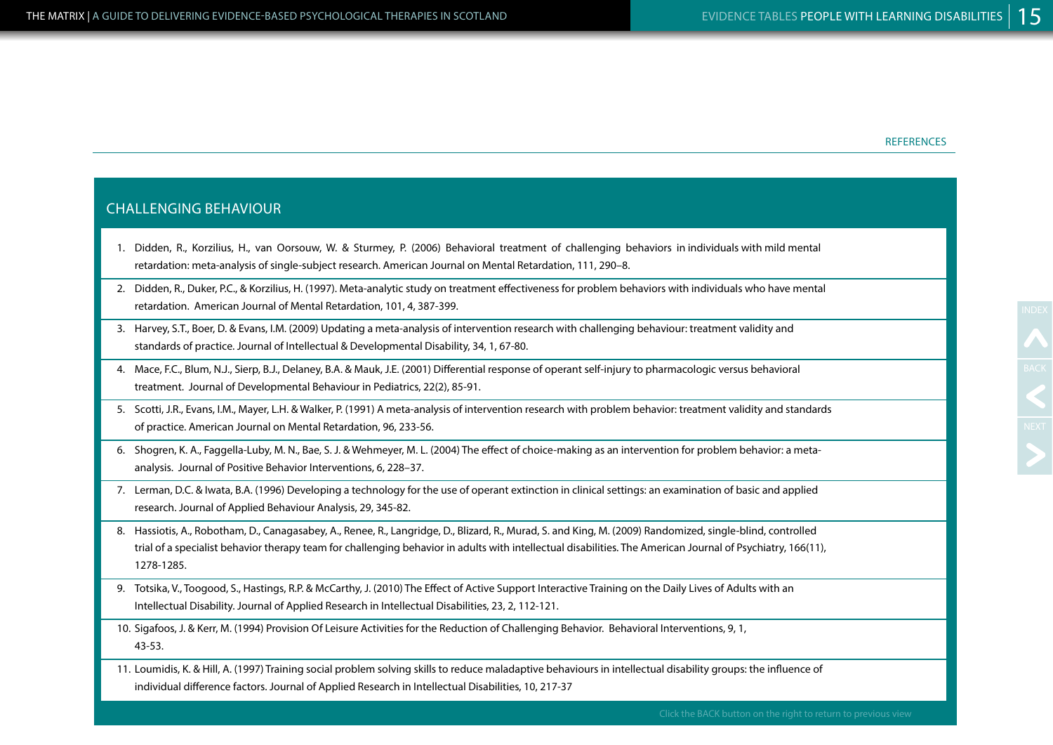REFERENCES

## CHALLENGING BEHAVIOUR

1. Didden, R., Korzilius, H., van Oorsouw, W. & Sturmey, P. (2006) Behavioral treatment of challenging behaviors in individuals with mild mental retardation: meta-analysis of single-subject research. American Journal on Mental Retardation, 111, 290–8.
2. Didden, R., Duker, P.C., & Korzilius, H. (1997). Meta-analytic study on treatment effectiveness for problem behaviors with individuals who have mental retardation. American Journal of Mental Retardation, 101, 4, 387-399.
3. Harvey, S.T., Boer, D. & Evans, I.M. (2009) Updating a meta-analysis of intervention research with challenging behaviour: treatment validity and standards of practice. Journal of Intellectual & Developmental Disability, 34, 1, 67-80.
4. Mace, F.C., Blum, N.J., Sierp, B.J., Delaney, B.A. & Mauk, J.E. (2001) Differential response of operant self-injury to pharmacologic versus behavioral treatment. Journal of Developmental Behaviour in Pediatrics, 22(2), 85-91.
5. Scotti, J.R., Evans, I.M., Mayer, L.H. & Walker, P. (1991) A meta-analysis of intervention research with problem behavior: treatment validity and standards of practice. American Journal on Mental Retardation, 96, 233-56.
6. Shogren, K. A., Faggella-Luby, M. N., Bae, S. J. & Wehmeyer, M. L. (2004) The effect of choice-making as an intervention for problem behavior: a meta-analysis. Journal of Positive Behavior Interventions, 6, 228–37.
7. Lerman, D.C. & Iwata, B.A. (1996) Developing a technology for the use of operant extinction in clinical settings: an examination of basic and applied research. Journal of Applied Behaviour Analysis, 29, 345-82.
8. Hassiotis, A., Robotham, D., Canagasabey, A., Renee, R., Langridge, D., Blizard, R., Murad, S. and King, M. (2009) Randomized, single-blind, controlled trial of a specialist behavior therapy team for challenging behavior in adults with intellectual disabilities. The American Journal of Psychiatry, 166(11), 1278-1285.
9. Totsika, V., Toogood, S., Hastings, R.P. & McCarthy, J. (2010) The Effect of Active Support Interactive Training on the Daily Lives of Adults with an Intellectual Disability. Journal of Applied Research in Intellectual Disabilities, 23, 2, 112-121.
10. Sigafoos, J. & Kerr, M. (1994) Provision Of Leisure Activities for the Reduction of Challenging Behavior. Behavioral Interventions, 9, 1, 43-53.
11. Loumidis, K. & Hill, A. (1997) Training social problem solving skills to reduce maladaptive behaviours in intellectual disability groups: the influence of individual difference factors. Journal of Applied Research in Intellectual Disabilities, 10, 217-37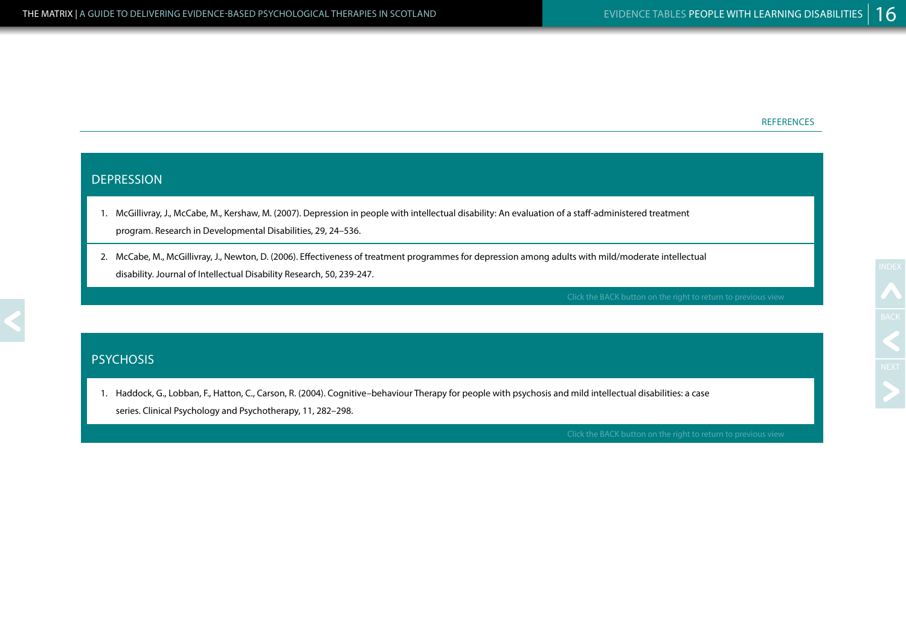REFERENCES

## DEPRESSION

1. McGillivray, J., McCabe, M., Kershaw, M. (2007). Depression in people with intellectual disability: An evaluation of a staff-administered treatment program. Research in Developmental Disabilities, 29, 24–536.
2. McCabe, M., McGillivray, J., Newton, D. (2006). Effectiveness of treatment programmes for depression among adults with mild/moderate intellectual disability. Journal of Intellectual Disability Research, 50, 239-247.

Click the BACK button on the right to return to previous view

## PSYCHOSIS

1. Haddock, G., Lobban, F., Hatton, C., Carson, R. (2004). Cognitive–behaviour Therapy for people with psychosis and mild intellectual disabilities: a case series. Clinical Psychology and Psychotherapy, 11, 282–298.

Click the BACK button on the right to return to previous view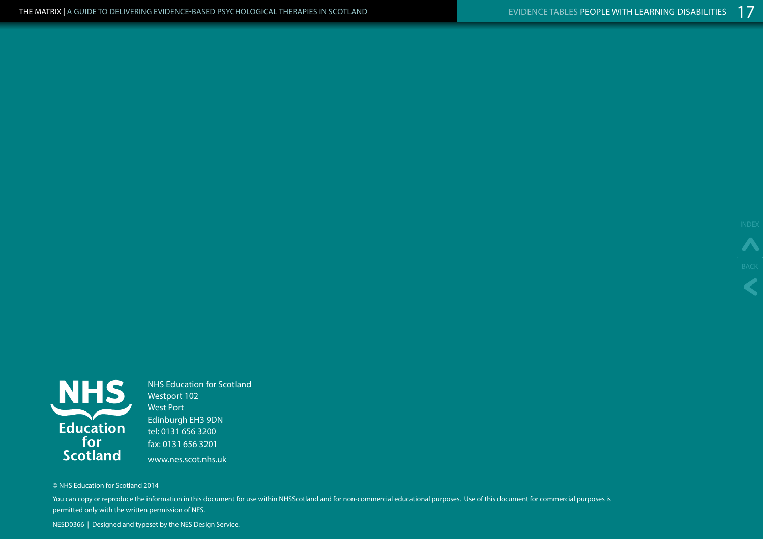NHS Education for Scotland
Westport 102
West Port
Edinburgh EH3 9DN
tel: 0131 656 3200
fax: 0131 656 3201
www.nes.scot.nhs.uk

© NHS Education for Scotland 2014

You can copy or reproduce the information in this document for use within NHSScotland and for non-commercial educational purposes. Use of this document for commercial purposes is permitted only with the written permission of NES.

NESD0366 | Designed and typeset by the NES Design Service.